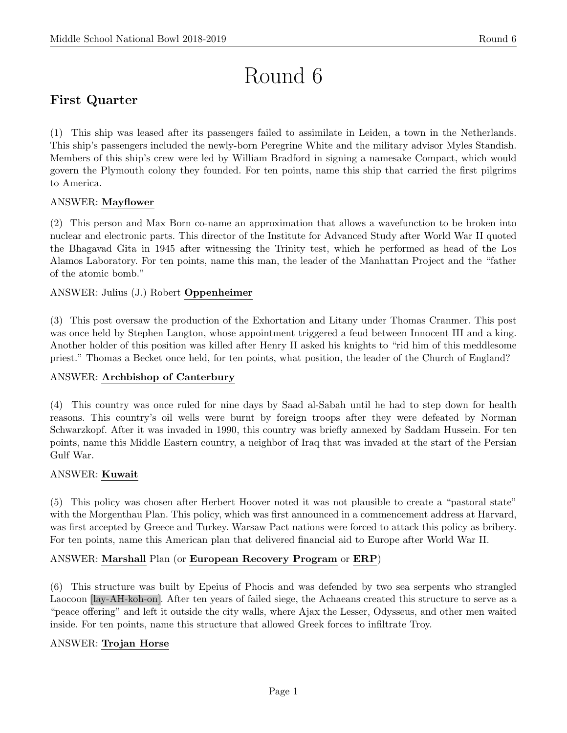# Round 6

## First Quarter

(1) This ship was leased after its passengers failed to assimilate in Leiden, a town in the Netherlands. This ship's passengers included the newly-born Peregrine White and the military advisor Myles Standish. Members of this ship's crew were led by William Bradford in signing a namesake Compact, which would govern the Plymouth colony they founded. For ten points, name this ship that carried the first pilgrims to America.

ANSWER: **Mayflower**

(2) This person and Max Born co-name an approximation that allows a wavefunction to be broken into nuclear and electronic parts. This director of the Institute for Advanced Study after World War II quoted the Bhagavad Gita in 1945 after witnessing the Trinity test, which he performed as head of the Los Alamos Laboratory. For ten points, name this man, the leader of the Manhattan Project and the "father of the atomic bomb."

ANSWER: Julius (J.) Robert **Oppenheimer**

(3) This post oversaw the production of the Exhortation and Litany under Thomas Cranmer. This post was once held by Stephen Langton, whose appointment triggered a feud between Innocent III and a king. Another holder of this position was killed after Henry II asked his knights to "rid him of this meddlesome priest." Thomas a Becket once held, for ten points, what position, the leader of the Church of England?

ANSWER: **Archbishop of Canterbury**

(4) This country was once ruled for nine days by Saad al-Sabah until he had to step down for health reasons. This country's oil wells were burnt by foreign troops after they were defeated by Norman Schwarzkopf. After it was invaded in 1990, this country was briefly annexed by Saddam Hussein. For ten points, name this Middle Eastern country, a neighbor of Iraq that was invaded at the start of the Persian Gulf War.

ANSWER: **Kuwait**

(5) This policy was chosen after Herbert Hoover noted it was not plausible to create a "pastoral state" with the Morgenthau Plan. This policy, which was first announced in a commencement address at Harvard, was first accepted by Greece and Turkey. Warsaw Pact nations were forced to attack this policy as bribery. For ten points, name this American plan that delivered financial aid to Europe after World War II.

ANSWER: **Marshall** Plan (or **European Recovery Program** or **ERP**)

(6) This structure was built by Epeius of Phocis and was defended by two sea serpents who strangled Laocoon [lay-AH-koh-on]. After ten years of failed siege, the Achaeans created this structure to serve as a "peace offering" and left it outside the city walls, where Ajax the Lesser, Odysseus, and other men waited inside. For ten points, name this structure that allowed Greek forces to infiltrate Troy.

ANSWER: **Trojan Horse**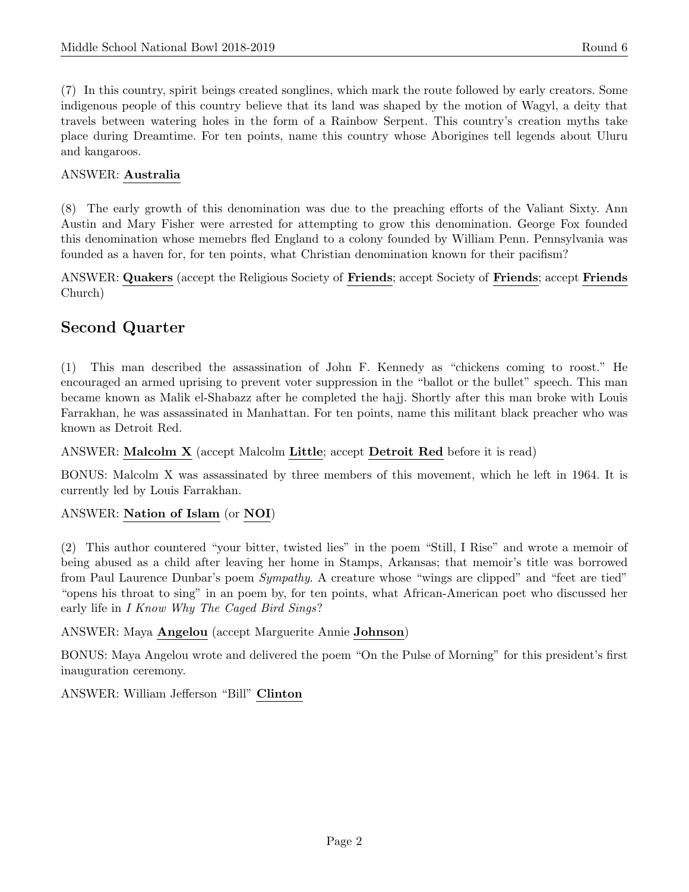(7) In this country, spirit beings created songlines, which mark the route followed by early creators. Some indigenous people of this country believe that its land was shaped by the motion of Wagyl, a deity that travels between watering holes in the form of a Rainbow Serpent. This country's creation myths take place during Dreamtime. For ten points, name this country whose Aborigines tell legends about Uluru and kangaroos.

ANSWER: **Australia**

(8) The early growth of this denomination was due to the preaching efforts of the Valiant Sixty. Ann Austin and Mary Fisher were arrested for attempting to grow this denomination. George Fox founded this denomination whose memebrs fled England to a colony founded by William Penn. Pennsylvania was founded as a haven for, for ten points, what Christian denomination known for their pacifism?

ANSWER: **Quakers** (accept the Religious Society of **Friends**; accept Society of **Friends**; accept **Friends** Church)

## Second Quarter

(1) This man described the assassination of John F. Kennedy as "chickens coming to roost." He encouraged an armed uprising to prevent voter suppression in the "ballot or the bullet" speech. This man became known as Malik el-Shabazz after he completed the hajj. Shortly after this man broke with Louis Farrakhan, he was assassinated in Manhattan. For ten points, name this militant black preacher who was known as Detroit Red.

ANSWER: **Malcolm X** (accept Malcolm **Little**; accept **Detroit Red** before it is read)

BONUS: Malcolm X was assassinated by three members of this movement, which he left in 1964. It is currently led by Louis Farrakhan.

ANSWER: **Nation of Islam** (or **NOI**)

(2) This author countered "your bitter, twisted lies" in the poem "Still, I Rise" and wrote a memoir of being abused as a child after leaving her home in Stamps, Arkansas; that memoir's title was borrowed from Paul Laurence Dunbar's poem *Sympathy*. A creature whose "wings are clipped" and "feet are tied" "opens his throat to sing" in an poem by, for ten points, what African-American poet who discussed her early life in *I Know Why The Caged Bird Sings*?

ANSWER: Maya **Angelou** (accept Marguerite Annie **Johnson**)

BONUS: Maya Angelou wrote and delivered the poem "On the Pulse of Morning" for this president's first inauguration ceremony.

ANSWER: William Jefferson "Bill" **Clinton**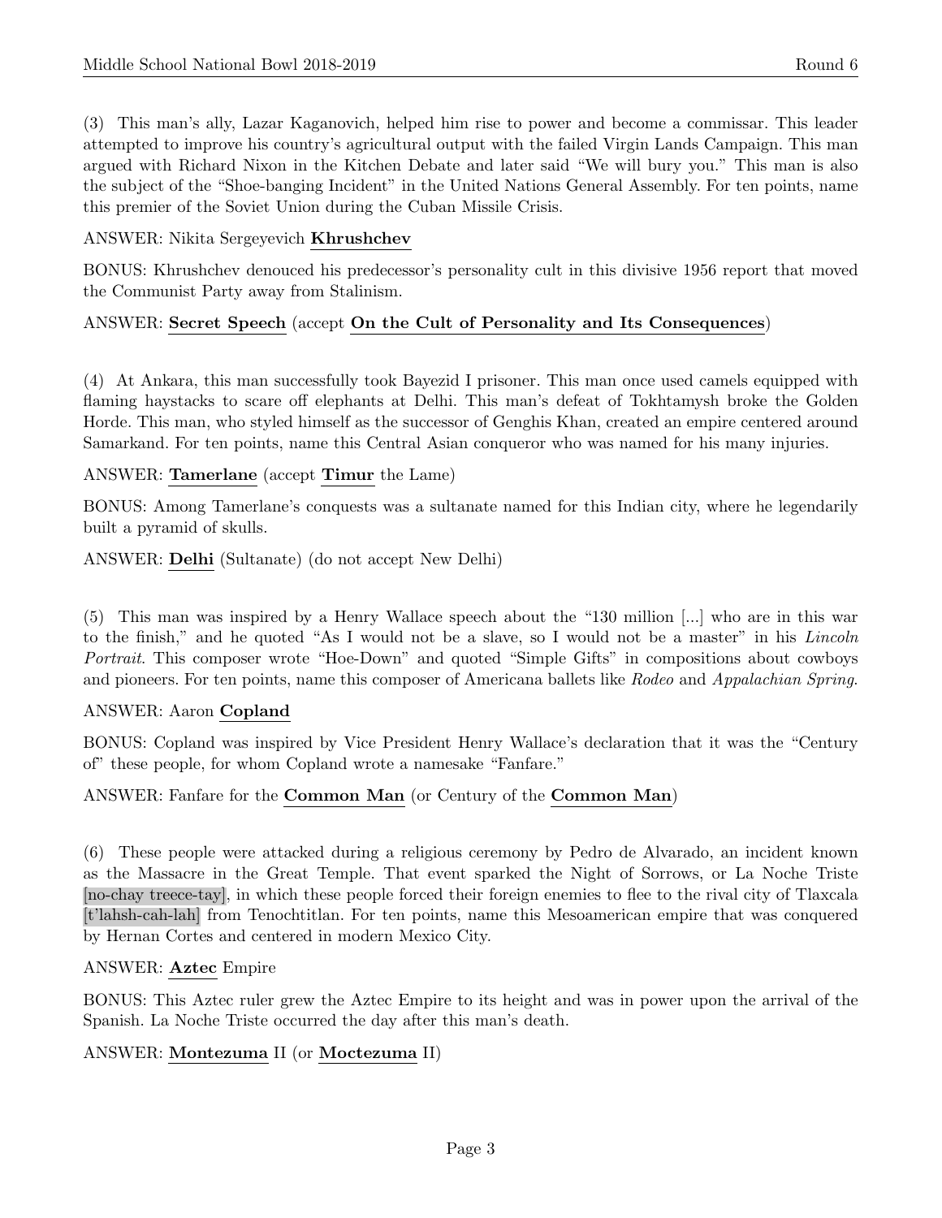(3) This man's ally, Lazar Kaganovich, helped him rise to power and become a commissar. This leader attempted to improve his country's agricultural output with the failed Virgin Lands Campaign. This man argued with Richard Nixon in the Kitchen Debate and later said "We will bury you." This man is also the subject of the "Shoe-banging Incident" in the United Nations General Assembly. For ten points, name this premier of the Soviet Union during the Cuban Missile Crisis.

ANSWER: Nikita Sergeyevich **Khrushchev**

BONUS: Khrushchev denouced his predecessor's personality cult in this divisive 1956 report that moved the Communist Party away from Stalinism.

ANSWER: **Secret Speech** (accept **On the Cult of Personality and Its Consequences**)

(4) At Ankara, this man successfully took Bayezid I prisoner. This man once used camels equipped with flaming haystacks to scare off elephants at Delhi. This man's defeat of Tokhtamysh broke the Golden Horde. This man, who styled himself as the successor of Genghis Khan, created an empire centered around Samarkand. For ten points, name this Central Asian conqueror who was named for his many injuries.

ANSWER: **Tamerlane** (accept **Timur** the Lame)

BONUS: Among Tamerlane's conquests was a sultanate named for this Indian city, where he legendarily built a pyramid of skulls.

ANSWER: **Delhi** (Sultanate) (do not accept New Delhi)

(5) This man was inspired by a Henry Wallace speech about the "130 million [...] who are in this war to the finish," and he quoted "As I would not be a slave, so I would not be a master" in his *Lincoln Portrait*. This composer wrote "Hoe-Down" and quoted "Simple Gifts" in compositions about cowboys and pioneers. For ten points, name this composer of Americana ballets like *Rodeo* and *Appalachian Spring*.

ANSWER: Aaron **Copland**

BONUS: Copland was inspired by Vice President Henry Wallace's declaration that it was the "Century of" these people, for whom Copland wrote a namesake "Fanfare."

ANSWER: Fanfare for the **Common Man** (or Century of the **Common Man**)

(6) These people were attacked during a religious ceremony by Pedro de Alvarado, an incident known as the Massacre in the Great Temple. That event sparked the Night of Sorrows, or La Noche Triste [no-chay treece-tay], in which these people forced their foreign enemies to flee to the rival city of Tlaxcala [t'lahsh-cah-lah] from Tenochtitlan. For ten points, name this Mesoamerican empire that was conquered by Hernan Cortes and centered in modern Mexico City.

ANSWER: **Aztec** Empire

BONUS: This Aztec ruler grew the Aztec Empire to its height and was in power upon the arrival of the Spanish. La Noche Triste occurred the day after this man's death.

ANSWER: **Montezuma** II (or **Moctezuma** II)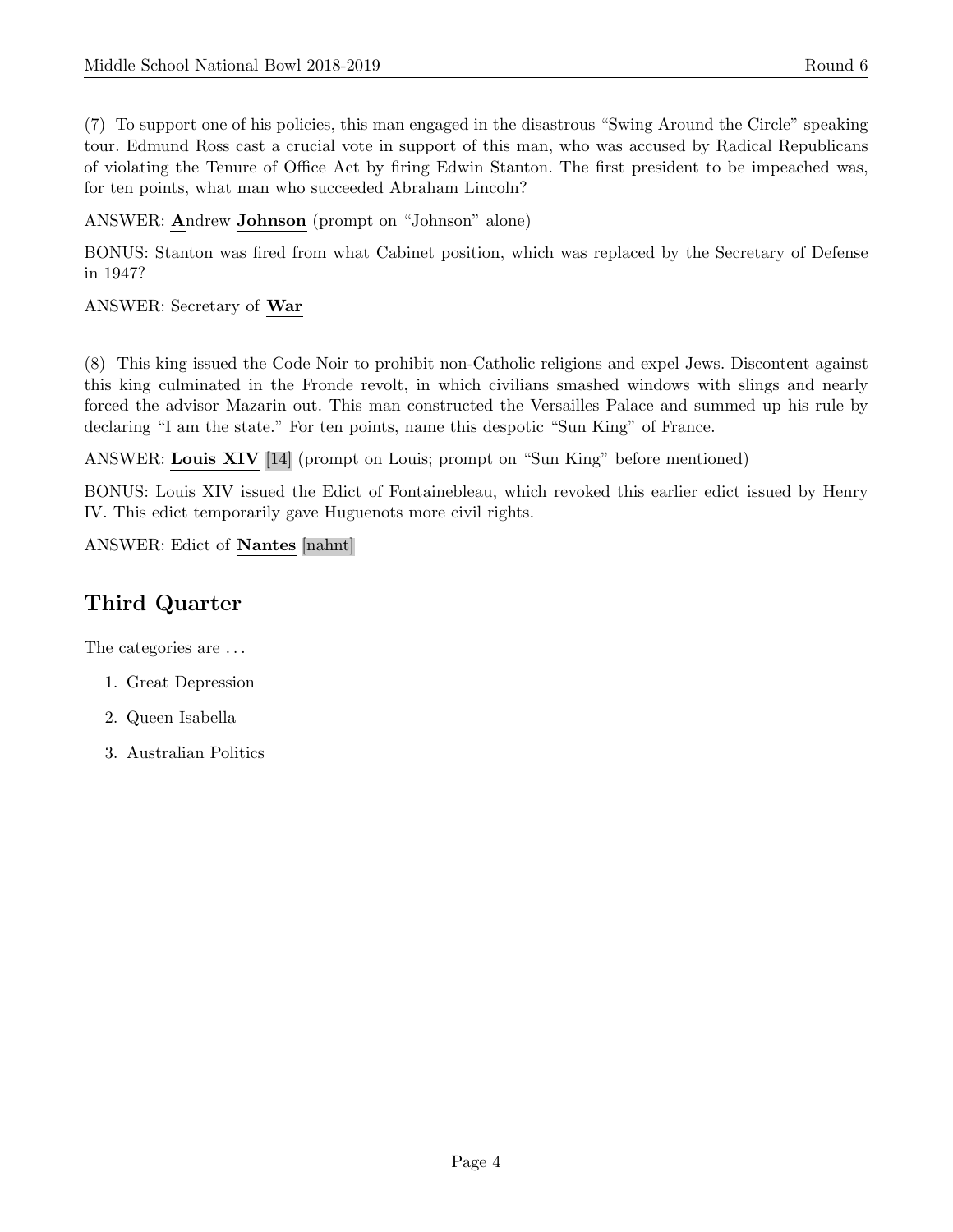(7) To support one of his policies, this man engaged in the disastrous "Swing Around the Circle" speaking tour. Edmund Ross cast a crucial vote in support of this man, who was accused by Radical Republicans of violating the Tenure of Office Act by firing Edwin Stanton. The first president to be impeached was, for ten points, what man who succeeded Abraham Lincoln?

ANSWER: **A**ndrew **Johnson** (prompt on "Johnson" alone)

BONUS: Stanton was fired from what Cabinet position, which was replaced by the Secretary of Defense in 1947?

ANSWER: Secretary of **War**

(8) This king issued the Code Noir to prohibit non-Catholic religions and expel Jews. Discontent against this king culminated in the Fronde revolt, in which civilians smashed windows with slings and nearly forced the advisor Mazarin out. This man constructed the Versailles Palace and summed up his rule by declaring "I am the state." For ten points, name this despotic "Sun King" of France.

ANSWER: **Louis XIV** [14] (prompt on Louis; prompt on "Sun King" before mentioned)

BONUS: Louis XIV issued the Edict of Fontainebleau, which revoked this earlier edict issued by Henry IV. This edict temporarily gave Huguenots more civil rights.

ANSWER: Edict of **Nantes** [nahnt]

## Third Quarter

The categories are ...

1. Great Depression
2. Queen Isabella
3. Australian Politics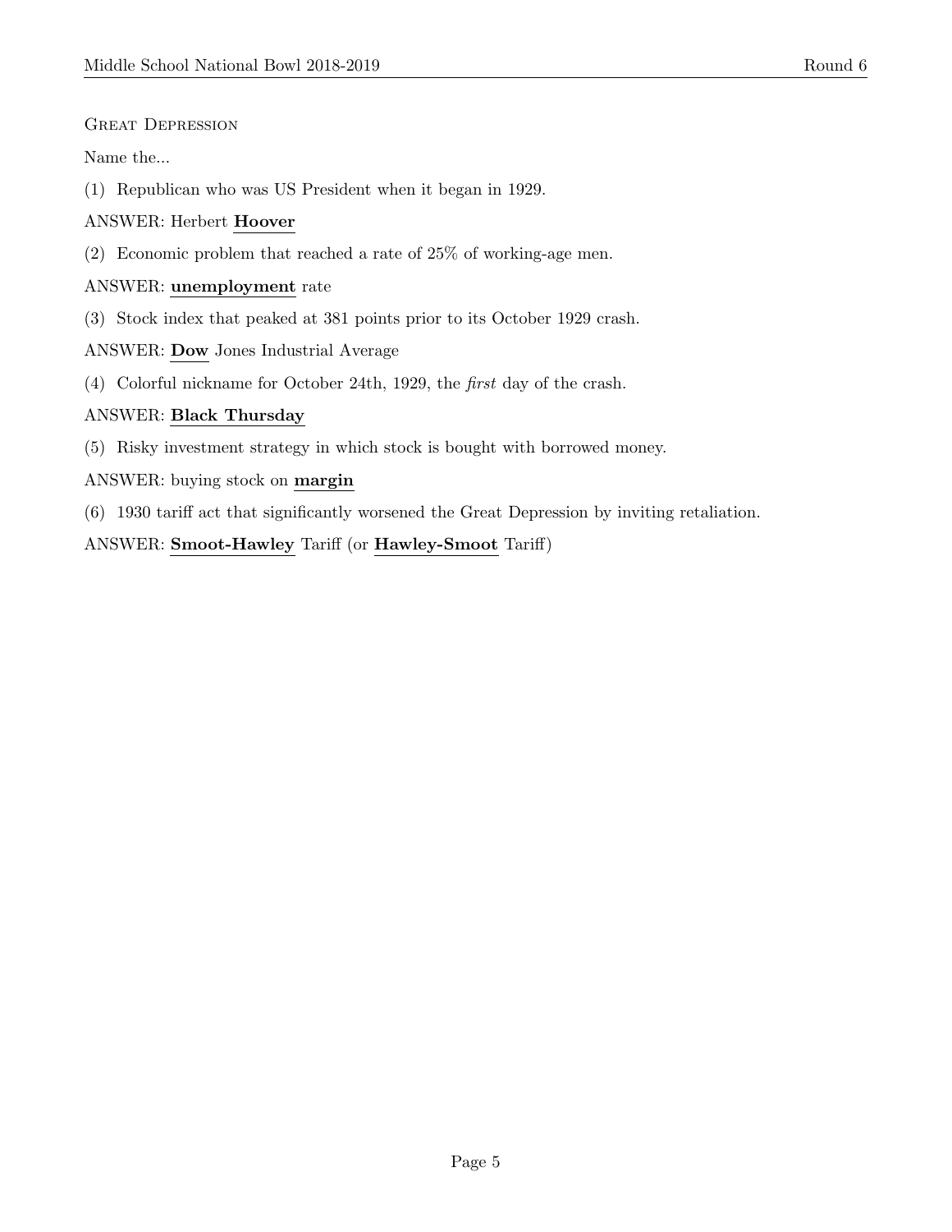Great Depression

Name the...

(1) Republican who was US President when it began in 1929.

ANSWER: Herbert **Hoover**

(2) Economic problem that reached a rate of 25% of working-age men.

ANSWER: **unemployment** rate

(3) Stock index that peaked at 381 points prior to its October 1929 crash.

ANSWER: **Dow** Jones Industrial Average

(4) Colorful nickname for October 24th, 1929, the *first* day of the crash.

ANSWER: **Black Thursday**

(5) Risky investment strategy in which stock is bought with borrowed money.

ANSWER: buying stock on **margin**

(6) 1930 tariff act that significantly worsened the Great Depression by inviting retaliation.

ANSWER: **Smoot-Hawley** Tariff (or **Hawley-Smoot** Tariff)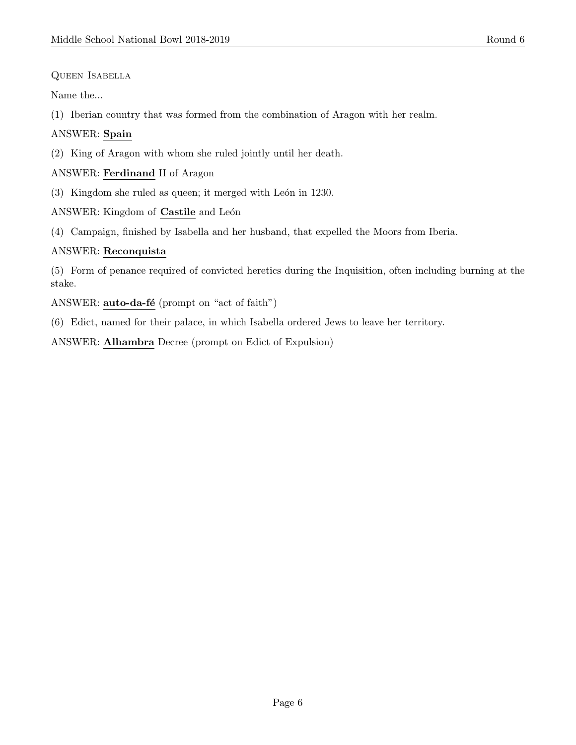QUEEN ISABELLA

Name the...

(1) Iberian country that was formed from the combination of Aragon with her realm.

ANSWER: **Spain**

(2) King of Aragon with whom she ruled jointly until her death.

ANSWER: **Ferdinand** II of Aragon

(3) Kingdom she ruled as queen; it merged with León in 1230.

ANSWER: Kingdom of **Castile** and León

(4) Campaign, finished by Isabella and her husband, that expelled the Moors from Iberia.

ANSWER: **Reconquista**

(5) Form of penance required of convicted heretics during the Inquisition, often including burning at the stake.

ANSWER: **auto-da-fé** (prompt on "act of faith")

(6) Edict, named for their palace, in which Isabella ordered Jews to leave her territory.

ANSWER: **Alhambra** Decree (prompt on Edict of Expulsion)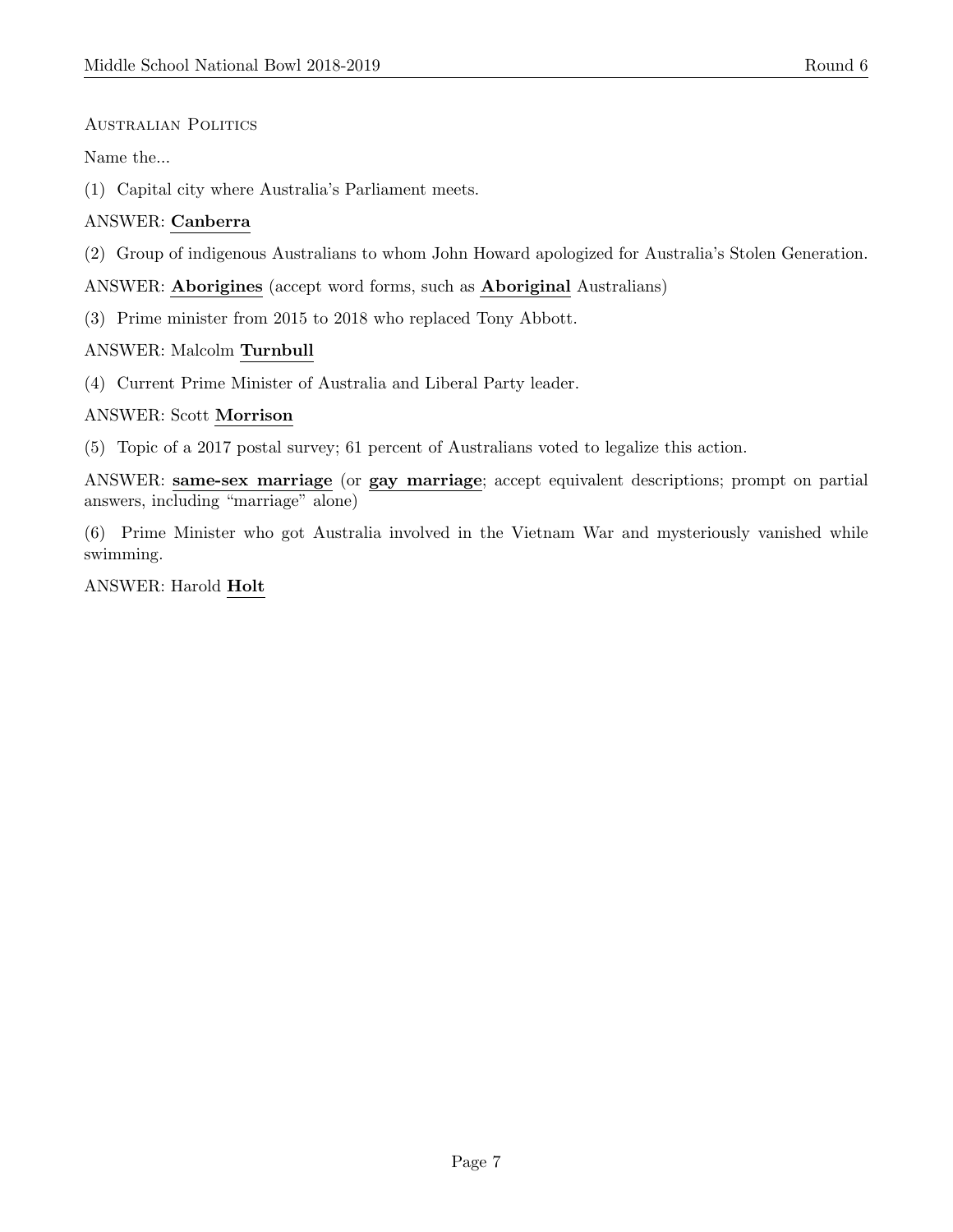## Australian Politics

Name the...

(1) Capital city where Australia's Parliament meets.

ANSWER: **Canberra**

(2) Group of indigenous Australians to whom John Howard apologized for Australia's Stolen Generation.

ANSWER: **Aborigines** (accept word forms, such as **Aboriginal** Australians)

(3) Prime minister from 2015 to 2018 who replaced Tony Abbott.

ANSWER: Malcolm **Turnbull**

(4) Current Prime Minister of Australia and Liberal Party leader.

ANSWER: Scott **Morrison**

(5) Topic of a 2017 postal survey; 61 percent of Australians voted to legalize this action.

ANSWER: **same-sex marriage** (or **gay marriage**; accept equivalent descriptions; prompt on partial answers, including "marriage" alone)

(6) Prime Minister who got Australia involved in the Vietnam War and mysteriously vanished while swimming.

ANSWER: Harold **Holt**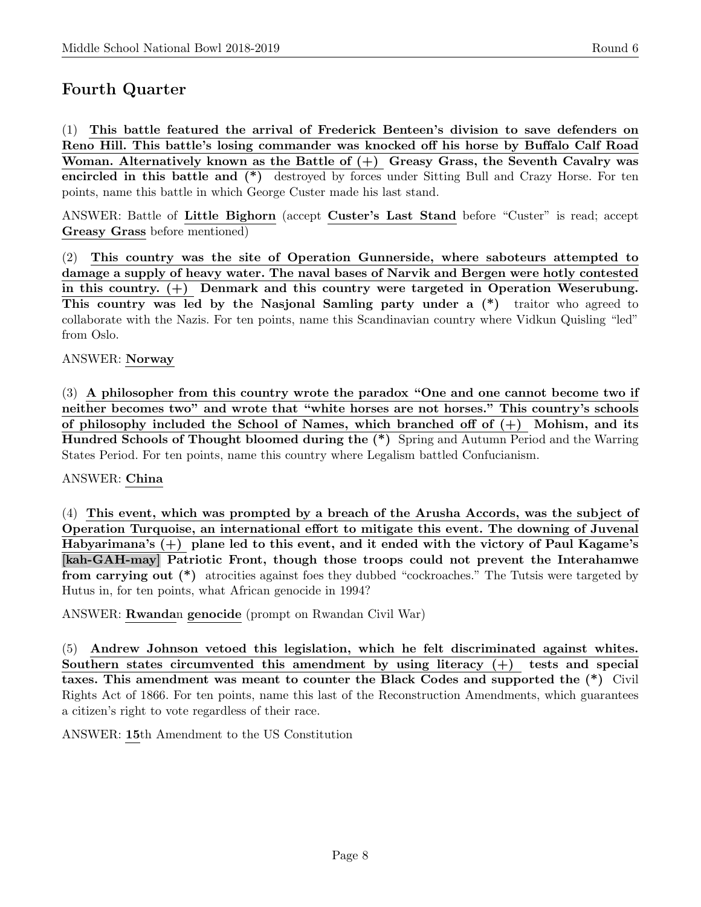## Fourth Quarter

(1) **This battle featured the arrival of Frederick Benteen's division to save defenders on Reno Hill. This battle's losing commander was knocked off his horse by Buffalo Calf Road Woman. Alternatively known as the Battle of (+) Greasy Grass, the Seventh Cavalry was encircled in this battle and (*)** destroyed by forces under Sitting Bull and Crazy Horse. For ten points, name this battle in which George Custer made his last stand.

ANSWER: Battle of **Little Bighorn** (accept **Custer's Last Stand** before "Custer" is read; accept **Greasy Grass** before mentioned)

(2) **This country was the site of Operation Gunnerside, where saboteurs attempted to damage a supply of heavy water. The naval bases of Narvik and Bergen were hotly contested in this country. (+) Denmark and this country were targeted in Operation Weserubung. This country was led by the Nasjonal Samling party under a (*)** traitor who agreed to collaborate with the Nazis. For ten points, name this Scandinavian country where Vidkun Quisling "led" from Oslo.

ANSWER: **Norway**

(3) **A philosopher from this country wrote the paradox "One and one cannot become two if neither becomes two" and wrote that "white horses are not horses." This country's schools of philosophy included the School of Names, which branched off of (+) Mohism, and its Hundred Schools of Thought bloomed during the (*)** Spring and Autumn Period and the Warring States Period. For ten points, name this country where Legalism battled Confucianism.

ANSWER: **China**

(4) **This event, which was prompted by a breach of the Arusha Accords, was the subject of Operation Turquoise, an international effort to mitigate this event. The downing of Juvenal Habyarimana's (+) plane led to this event, and it ended with the victory of Paul Kagame's [kah-GAH-may] Patriotic Front, though those troops could not prevent the Interahamwe from carrying out (*)** atrocities against foes they dubbed "cockroaches." The Tutsis were targeted by Hutus in, for ten points, what African genocide in 1994?

ANSWER: **Rwanda**n **genocide** (prompt on Rwandan Civil War)

(5) **Andrew Johnson vetoed this legislation, which he felt discriminated against whites. Southern states circumvented this amendment by using literacy (+) tests and special taxes. This amendment was meant to counter the Black Codes and supported the (*)** Civil Rights Act of 1866. For ten points, name this last of the Reconstruction Amendments, which guarantees a citizen's right to vote regardless of their race.

ANSWER: **15**th Amendment to the US Constitution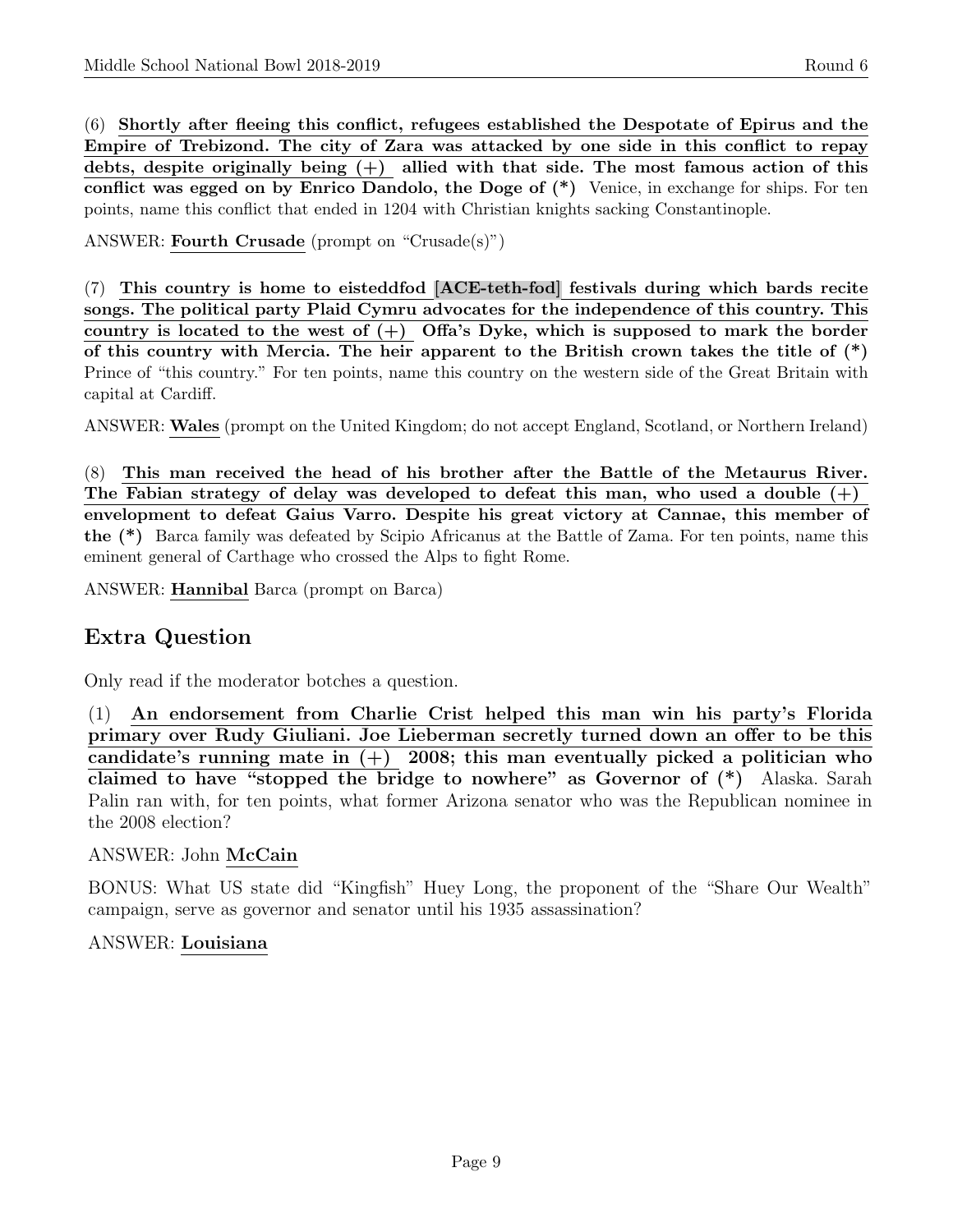(6) **Shortly after fleeing this conflict, refugees established the Despotate of Epirus and the Empire of Trebizond. The city of Zara was attacked by one side in this conflict to repay debts, despite originally being (+) allied with that side. The most famous action of this conflict was egged on by Enrico Dandolo, the Doge of (*)** Venice, in exchange for ships. For ten points, name this conflict that ended in 1204 with Christian knights sacking Constantinople.

ANSWER: **Fourth Crusade** (prompt on "Crusade(s)")

(7) **This country is home to eisteddfod [ACE-teth-fod] festivals during which bards recite songs. The political party Plaid Cymru advocates for the independence of this country. This country is located to the west of (+) Offa's Dyke, which is supposed to mark the border of this country with Mercia. The heir apparent to the British crown takes the title of (*)** Prince of "this country." For ten points, name this country on the western side of the Great Britain with capital at Cardiff.

ANSWER: **Wales** (prompt on the United Kingdom; do not accept England, Scotland, or Northern Ireland)

(8) **This man received the head of his brother after the Battle of the Metaurus River. The Fabian strategy of delay was developed to defeat this man, who used a double (+) envelopment to defeat Gaius Varro. Despite his great victory at Cannae, this member of the (*)** Barca family was defeated by Scipio Africanus at the Battle of Zama. For ten points, name this eminent general of Carthage who crossed the Alps to fight Rome.

ANSWER: **Hannibal** Barca (prompt on Barca)

## Extra Question

Only read if the moderator botches a question.

(1) **An endorsement from Charlie Crist helped this man win his party's Florida primary over Rudy Giuliani. Joe Lieberman secretly turned down an offer to be this candidate's running mate in (+) 2008; this man eventually picked a politician who claimed to have "stopped the bridge to nowhere" as Governor of (*)** Alaska. Sarah Palin ran with, for ten points, what former Arizona senator who was the Republican nominee in the 2008 election?

ANSWER: John **McCain**

BONUS: What US state did "Kingfish" Huey Long, the proponent of the "Share Our Wealth" campaign, serve as governor and senator until his 1935 assassination?

ANSWER: **Louisiana**